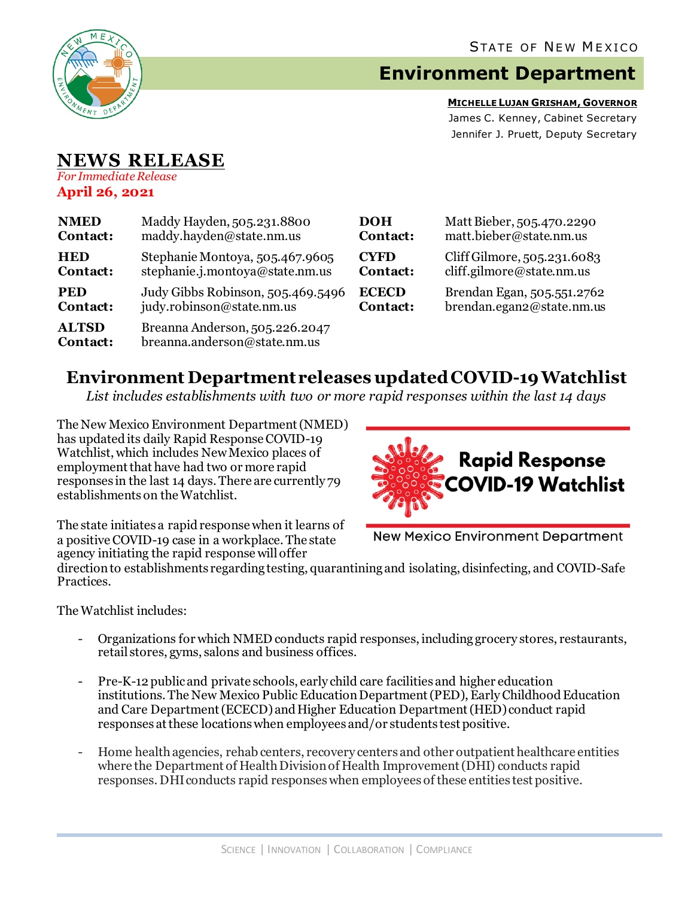STATE OF NEW MEXICO

# Environment Department

**MICHELLE LUJAN GRISHAM, GOVERNOR**
James C. Kenney, Cabinet Secretary
Jennifer J. Pruett, Deputy Secretary

# NEWS RELEASE

*For Immediate Release*
**April 26, 2021**

| | | | |
|---|---|---|---|
| **NMED Contact:** | Maddy Hayden, 505.231.8800 maddy.hayden@state.nm.us | **DOH Contact:** | Matt Bieber, 505.470.2290 matt.bieber@state.nm.us |
| **HED Contact:** | Stephanie Montoya, 505.467.9605 stephanie.j.montoya@state.nm.us | **CYFD Contact:** | Cliff Gilmore, 505.231.6083 cliff.gilmore@state.nm.us |
| **PED Contact:** | Judy Gibbs Robinson, 505.469.5496 judy.robinson@state.nm.us | **ECECD Contact:** | Brendan Egan, 505.551.2762 brendan.egan2@state.nm.us |
| **ALTSD Contact:** | Breanna Anderson, 505.226.2047 breanna.anderson@state.nm.us | | |

## Environment Department releases updated COVID-19 Watchlist

*List includes establishments with two or more rapid responses within the last 14 days*

The New Mexico Environment Department (NMED) has updated its daily Rapid Response COVID-19 Watchlist, which includes New Mexico places of employment that have had two or more rapid responses in the last 14 days. There are currently 79 establishments on the Watchlist.

Rapid Response COVID-19 Watchlist
New Mexico Environment Department

The state initiates a rapid response when it learns of a positive COVID-19 case in a workplace. The state agency initiating the rapid response will offer direction to establishments regarding testing, quarantining and isolating, disinfecting, and COVID-Safe Practices.

The Watchlist includes:

- Organizations for which NMED conducts rapid responses, including grocery stores, restaurants, retail stores, gyms, salons and business offices.
- Pre-K-12 public and private schools, early child care facilities and higher education institutions. The New Mexico Public Education Department (PED), Early Childhood Education and Care Department (ECECD) and Higher Education Department (HED) conduct rapid responses at these locations when employees and/or students test positive.
- Home health agencies, rehab centers, recovery centers and other outpatient healthcare entities where the Department of Health Division of Health Improvement (DHI) conducts rapid responses. DHI conducts rapid responses when employees of these entities test positive.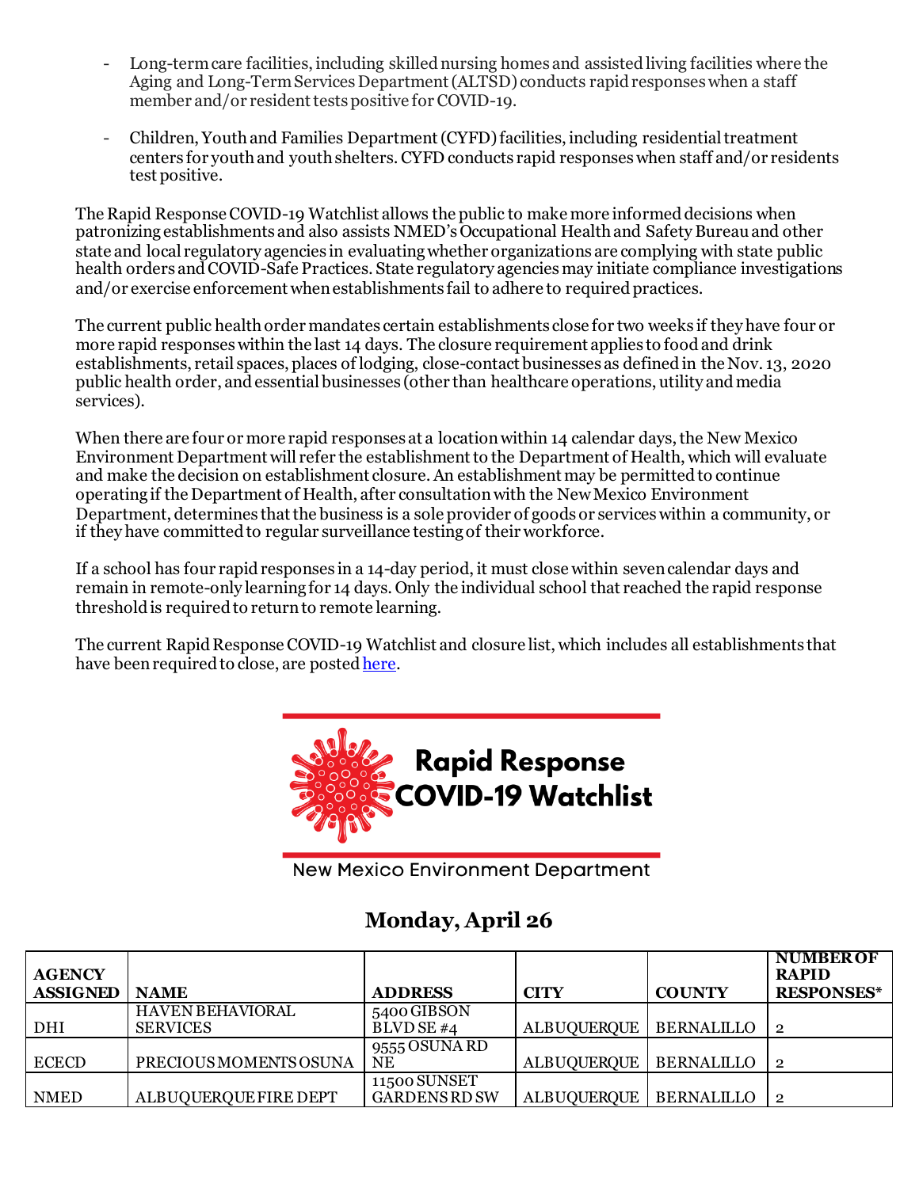- Long-term care facilities, including skilled nursing homes and assisted living facilities where the Aging and Long-Term Services Department (ALTSD) conducts rapid responses when a staff member and/or resident tests positive for COVID-19.

- Children, Youth and Families Department (CYFD) facilities, including residential treatment centers for youth and youth shelters. CYFD conducts rapid responses when staff and/or residents test positive.

The Rapid Response COVID-19 Watchlist allows the public to make more informed decisions when patronizing establishments and also assists NMED's Occupational Health and Safety Bureau and other state and local regulatory agencies in evaluating whether organizations are complying with state public health orders and COVID-Safe Practices. State regulatory agencies may initiate compliance investigations and/or exercise enforcement when establishments fail to adhere to required practices.

The current public health order mandates certain establishments close for two weeks if they have four or more rapid responses within the last 14 days. The closure requirement applies to food and drink establishments, retail spaces, places of lodging, close-contact businesses as defined in the Nov. 13, 2020 public health order, and essential businesses (other than healthcare operations, utility and media services).

When there are four or more rapid responses at a location within 14 calendar days, the New Mexico Environment Department will refer the establishment to the Department of Health, which will evaluate and make the decision on establishment closure. An establishment may be permitted to continue operating if the Department of Health, after consultation with the New Mexico Environment Department, determines that the business is a sole provider of goods or services within a community, or if they have committed to regular surveillance testing of their workforce.

If a school has four rapid responses in a 14-day period, it must close within seven calendar days and remain in remote-only learning for 14 days. Only the individual school that reached the rapid response threshold is required to return to remote learning.

The current Rapid Response COVID-19 Watchlist and closure list, which includes all establishments that have been required to close, are posted here.

**Rapid Response COVID-19 Watchlist**

New Mexico Environment Department

## Monday, April 26

| AGENCY ASSIGNED | NAME | ADDRESS | CITY | COUNTY | NUMBER OF RAPID RESPONSES* |
|---|---|---|---|---|---|
| DHI | HAVEN BEHAVIORAL SERVICES | 5400 GIBSON BLVD SE #4 | ALBUQUERQUE | BERNALILLO | 2 |
| ECECD | PRECIOUS MOMENTS OSUNA | 9555 OSUNA RD NE | ALBUQUERQUE | BERNALILLO | 2 |
| NMED | ALBUQUERQUE FIRE DEPT | 11500 SUNSET GARDENS RD SW | ALBUQUERQUE | BERNALILLO | 2 |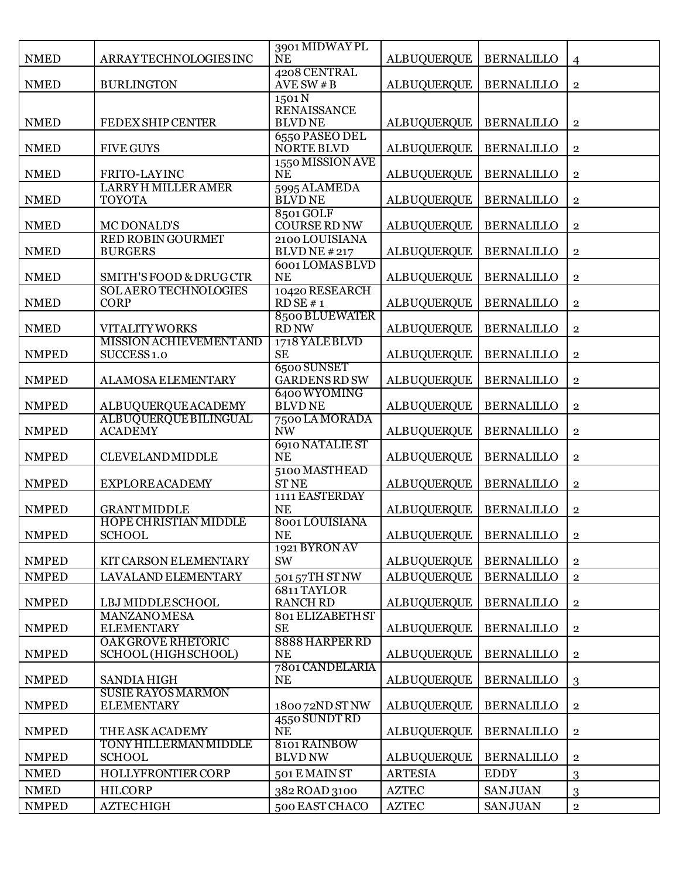| | | | | | |
|---|---|---|---|---|---|
| NMED | ARRAY TECHNOLOGIES INC | 3901 MIDWAY PL NE | ALBUQUERQUE | BERNALILLO | 4 |
| NMED | BURLINGTON | 4208 CENTRAL AVE SW # B | ALBUQUERQUE | BERNALILLO | 2 |
| NMED | FEDEX SHIP CENTER | 1501 N RENAISSANCE BLVD NE | ALBUQUERQUE | BERNALILLO | 2 |
| NMED | FIVE GUYS | 6550 PASEO DEL NORTE BLVD | ALBUQUERQUE | BERNALILLO | 2 |
| NMED | FRITO-LAY INC | 1550 MISSION AVE NE | ALBUQUERQUE | BERNALILLO | 2 |
| NMED | LARRY H MILLER AMER TOYOTA | 5995 ALAMEDA BLVD NE | ALBUQUERQUE | BERNALILLO | 2 |
| NMED | MC DONALD'S | 8501 GOLF COURSE RD NW | ALBUQUERQUE | BERNALILLO | 2 |
| NMED | RED ROBIN GOURMET BURGERS | 2100 LOUISIANA BLVD NE # 217 | ALBUQUERQUE | BERNALILLO | 2 |
| NMED | SMITH'S FOOD & DRUG CTR | 6001 LOMAS BLVD NE | ALBUQUERQUE | BERNALILLO | 2 |
| NMED | SOL AERO TECHNOLOGIES CORP | 10420 RESEARCH RD SE # 1 | ALBUQUERQUE | BERNALILLO | 2 |
| NMED | VITALITY WORKS | 8500 BLUEWATER RD NW | ALBUQUERQUE | BERNALILLO | 2 |
| NMPED | MISSION ACHIEVEMENT AND SUCCESS 1.0 | 1718 YALE BLVD SE | ALBUQUERQUE | BERNALILLO | 2 |
| NMPED | ALAMOSA ELEMENTARY | 6500 SUNSET GARDENS RD SW | ALBUQUERQUE | BERNALILLO | 2 |
| NMPED | ALBUQUERQUE ACADEMY | 6400 WYOMING BLVD NE | ALBUQUERQUE | BERNALILLO | 2 |
| NMPED | ALBUQUERQUE BILINGUAL ACADEMY | 7500 LA MORADA NW | ALBUQUERQUE | BERNALILLO | 2 |
| NMPED | CLEVELAND MIDDLE | 6910 NATALIE ST NE | ALBUQUERQUE | BERNALILLO | 2 |
| NMPED | EXPLORE ACADEMY | 5100 MASTHEAD ST NE | ALBUQUERQUE | BERNALILLO | 2 |
| NMPED | GRANT MIDDLE | 1111 EASTERDAY NE | ALBUQUERQUE | BERNALILLO | 2 |
| NMPED | HOPE CHRISTIAN MIDDLE SCHOOL | 8001 LOUISIANA NE | ALBUQUERQUE | BERNALILLO | 2 |
| NMPED | KIT CARSON ELEMENTARY | 1921 BYRON AV SW | ALBUQUERQUE | BERNALILLO | 2 |
| NMPED | LAVALAND ELEMENTARY | 501 57TH ST NW | ALBUQUERQUE | BERNALILLO | 2 |
| NMPED | LBJ MIDDLE SCHOOL | 6811 TAYLOR RANCH RD | ALBUQUERQUE | BERNALILLO | 2 |
| NMPED | MANZANO MESA ELEMENTARY | 801 ELIZABETH ST SE | ALBUQUERQUE | BERNALILLO | 2 |
| NMPED | OAK GROVE RHETORIC SCHOOL (HIGH SCHOOL) | 8888 HARPER RD NE | ALBUQUERQUE | BERNALILLO | 2 |
| NMPED | SANDIA HIGH | 7801 CANDELARIA NE | ALBUQUERQUE | BERNALILLO | 3 |
| NMPED | SUSIE RAYOS MARMON ELEMENTARY | 1800 72ND ST NW | ALBUQUERQUE | BERNALILLO | 2 |
| NMPED | THE ASK ACADEMY | 4550 SUNDT RD NE | ALBUQUERQUE | BERNALILLO | 2 |
| NMPED | TONY HILLERMAN MIDDLE SCHOOL | 8101 RAINBOW BLVD NW | ALBUQUERQUE | BERNALILLO | 2 |
| NMED | HOLLYFRONTIER CORP | 501 E MAIN ST | ARTESIA | EDDY | 3 |
| NMED | HILCORP | 382 ROAD 3100 | AZTEC | SAN JUAN | 3 |
| NMPED | AZTEC HIGH | 500 EAST CHACO | AZTEC | SAN JUAN | 2 |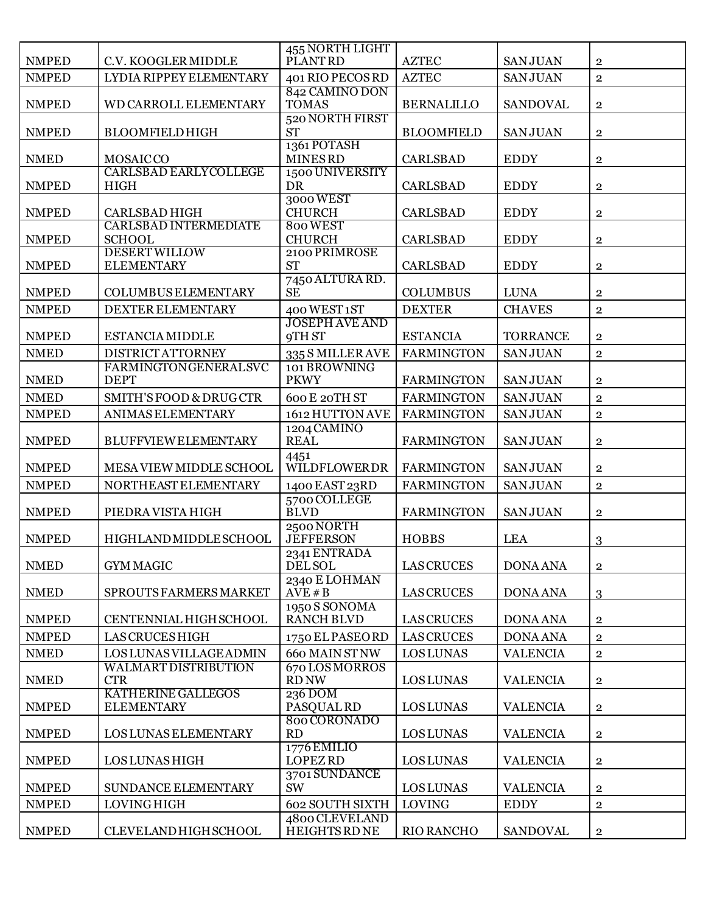| NMPED | C.V. KOOGLER MIDDLE | 455 NORTH LIGHT PLANT RD | AZTEC | SAN JUAN | 2 |
|---|---|---|---|---|---|
| NMPED | LYDIA RIPPEY ELEMENTARY | 401 RIO PECOS RD | AZTEC | SAN JUAN | 2 |
| NMPED | WD CARROLL ELEMENTARY | 842 CAMINO DON TOMAS | BERNALILLO | SANDOVAL | 2 |
| NMPED | BLOOMFIELD HIGH | 520 NORTH FIRST ST | BLOOMFIELD | SAN JUAN | 2 |
| NMED | MOSAIC CO | 1361 POTASH MINES RD | CARLSBAD | EDDY | 2 |
| NMPED | CARLSBAD EARLY COLLEGE HIGH | 1500 UNIVERSITY DR | CARLSBAD | EDDY | 2 |
| NMPED | CARLSBAD HIGH | 3000 WEST CHURCH | CARLSBAD | EDDY | 2 |
| NMPED | CARLSBAD INTERMEDIATE SCHOOL | 800 WEST CHURCH | CARLSBAD | EDDY | 2 |
| NMPED | DESERT WILLOW ELEMENTARY | 2100 PRIMROSE ST | CARLSBAD | EDDY | 2 |
| NMPED | COLUMBUS ELEMENTARY | 7450 ALTURA RD. SE | COLUMBUS | LUNA | 2 |
| NMPED | DEXTER ELEMENTARY | 400 WEST 1ST | DEXTER | CHAVES | 2 |
| NMPED | ESTANCIA MIDDLE | JOSEPH AVE AND 9TH ST | ESTANCIA | TORRANCE | 2 |
| NMED | DISTRICT ATTORNEY | 335 S MILLER AVE | FARMINGTON | SAN JUAN | 2 |
| NMED | FARMINGTON GENERAL SVC DEPT | 101 BROWNING PKWY | FARMINGTON | SAN JUAN | 2 |
| NMED | SMITH'S FOOD & DRUG CTR | 600 E 20TH ST | FARMINGTON | SAN JUAN | 2 |
| NMPED | ANIMAS ELEMENTARY | 1612 HUTTON AVE | FARMINGTON | SAN JUAN | 2 |
| NMPED | BLUFFVIEW ELEMENTARY | 1204 CAMINO REAL | FARMINGTON | SAN JUAN | 2 |
| NMPED | MESA VIEW MIDDLE SCHOOL | 4451 WILDFLOWER DR | FARMINGTON | SAN JUAN | 2 |
| NMPED | NORTHEAST ELEMENTARY | 1400 EAST 23RD | FARMINGTON | SAN JUAN | 2 |
| NMPED | PIEDRA VISTA HIGH | 5700 COLLEGE BLVD | FARMINGTON | SAN JUAN | 2 |
| NMPED | HIGHLAND MIDDLE SCHOOL | 2500 NORTH JEFFERSON | HOBBS | LEA | 3 |
| NMED | GYM MAGIC | 2341 ENTRADA DEL SOL | LAS CRUCES | DONA ANA | 2 |
| NMED | SPROUTS FARMERS MARKET | 2340 E LOHMAN AVE # B | LAS CRUCES | DONA ANA | 3 |
| NMPED | CENTENNIAL HIGH SCHOOL | 1950 S SONOMA RANCH BLVD | LAS CRUCES | DONA ANA | 2 |
| NMPED | LAS CRUCES HIGH | 1750 EL PASEO RD | LAS CRUCES | DONA ANA | 2 |
| NMED | LOS LUNAS VILLAGE ADMIN | 660 MAIN ST NW | LOS LUNAS | VALENCIA | 2 |
| NMED | WALMART DISTRIBUTION CTR | 670 LOS MORROS RD NW | LOS LUNAS | VALENCIA | 2 |
| NMPED | KATHERINE GALLEGOS ELEMENTARY | 236 DOM PASQUAL RD | LOS LUNAS | VALENCIA | 2 |
| NMPED | LOS LUNAS ELEMENTARY | 800 CORONADO RD | LOS LUNAS | VALENCIA | 2 |
| NMPED | LOS LUNAS HIGH | 1776 EMILIO LOPEZ RD | LOS LUNAS | VALENCIA | 2 |
| NMPED | SUNDANCE ELEMENTARY | 3701 SUNDANCE SW | LOS LUNAS | VALENCIA | 2 |
| NMPED | LOVING HIGH | 602 SOUTH SIXTH | LOVING | EDDY | 2 |
| NMPED | CLEVELAND HIGH SCHOOL | 4800 CLEVELAND HEIGHTS RD NE | RIO RANCHO | SANDOVAL | 2 |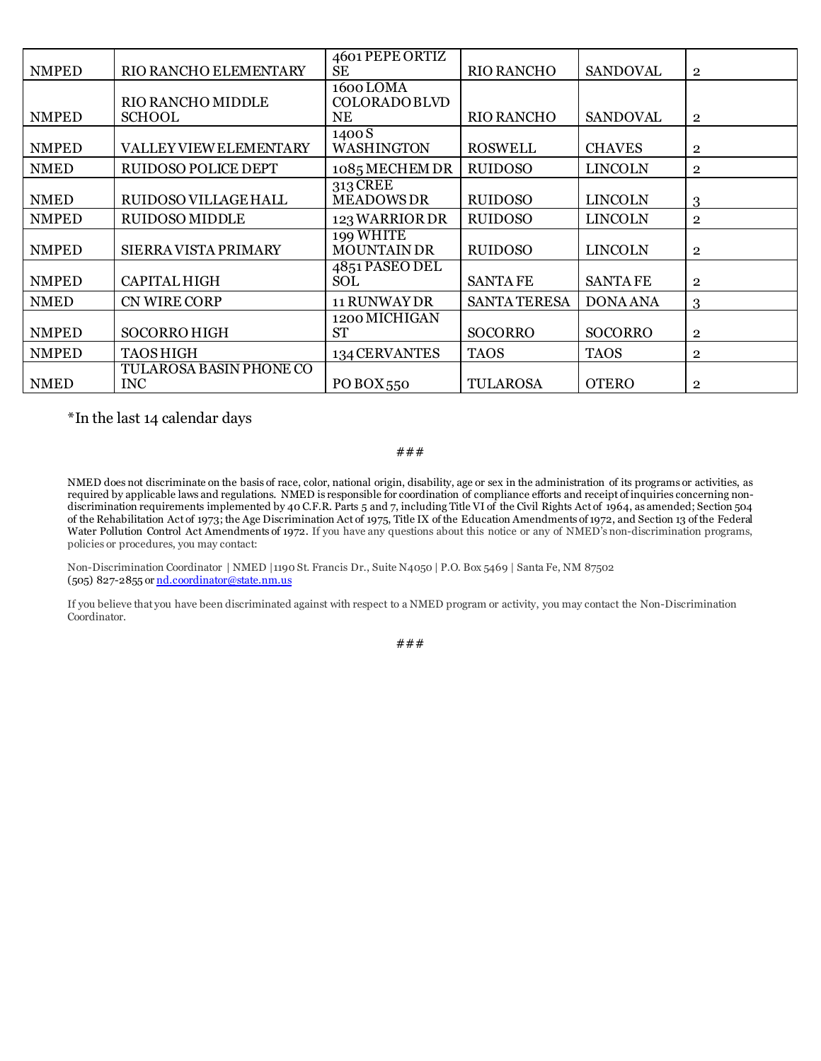| | | | | | |
|---|---|---|---|---|---|
| NMPED | RIO RANCHO ELEMENTARY | 4601 PEPE ORTIZ SE | RIO RANCHO | SANDOVAL | 2 |
| NMPED | RIO RANCHO MIDDLE SCHOOL | 1600 LOMA COLORADO BLVD NE | RIO RANCHO | SANDOVAL | 2 |
| NMPED | VALLEY VIEW ELEMENTARY | 1400 S WASHINGTON | ROSWELL | CHAVES | 2 |
| NMED | RUIDOSO POLICE DEPT | 1085 MECHEM DR | RUIDOSO | LINCOLN | 2 |
| NMED | RUIDOSO VILLAGE HALL | 313 CREE MEADOWS DR | RUIDOSO | LINCOLN | 3 |
| NMPED | RUIDOSO MIDDLE | 123 WARRIOR DR | RUIDOSO | LINCOLN | 2 |
| NMPED | SIERRA VISTA PRIMARY | 199 WHITE MOUNTAIN DR | RUIDOSO | LINCOLN | 2 |
| NMPED | CAPITAL HIGH | 4851 PASEO DEL SOL | SANTA FE | SANTA FE | 2 |
| NMED | CN WIRE CORP | 11 RUNWAY DR | SANTA TERESA | DONA ANA | 3 |
| NMPED | SOCORRO HIGH | 1200 MICHIGAN ST | SOCORRO | SOCORRO | 2 |
| NMPED | TAOS HIGH | 134 CERVANTES | TAOS | TAOS | 2 |
| NMED | TULAROSA BASIN PHONE CO INC | PO BOX 550 | TULAROSA | OTERO | 2 |

*In the last 14 calendar days

###

NMED does not discriminate on the basis of race, color, national origin, disability, age or sex in the administration of its programs or activities, as required by applicable laws and regulations. NMED is responsible for coordination of compliance efforts and receipt of inquiries concerning non-discrimination requirements implemented by 40 C.F.R. Parts 5 and 7, including Title VI of the Civil Rights Act of 1964, as amended; Section 504 of the Rehabilitation Act of 1973; the Age Discrimination Act of 1975, Title IX of the Education Amendments of 1972, and Section 13 of the Federal Water Pollution Control Act Amendments of 1972. If you have any questions about this notice or any of NMED's non-discrimination programs, policies or procedures, you may contact:

Non-Discrimination Coordinator | NMED |1190 St. Francis Dr., Suite N4050 | P.O. Box 5469 | Santa Fe, NM 87502
(505) 827-2855 or nd.coordinator@state.nm.us

If you believe that you have been discriminated against with respect to a NMED program or activity, you may contact the Non-Discrimination Coordinator.

###